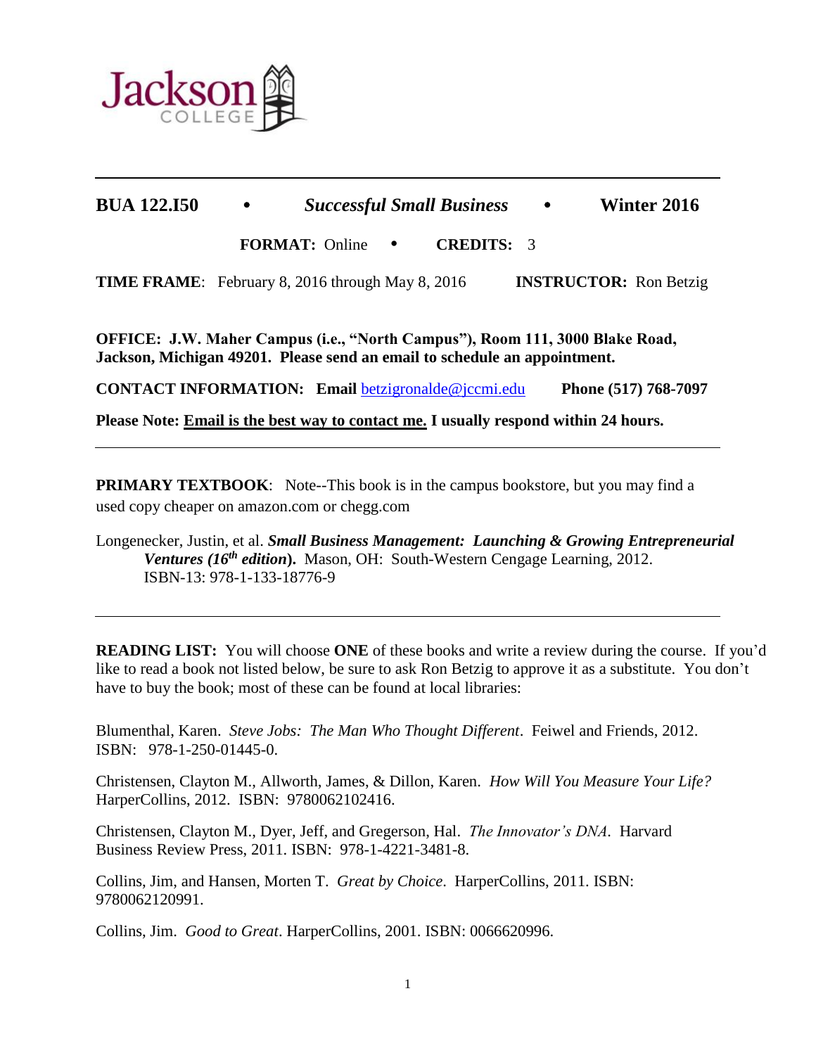**BUA 122.I50 • *Successful Small Business* • Winter 2016**

**FORMAT:** Online • **CREDITS:** 3

**TIME FRAME**: February 8, 2016 through May 8, 2016 **INSTRUCTOR:** Ron Betzig

**OFFICE: J.W. Maher Campus (i.e., "North Campus"), Room 111, 3000 Blake Road, Jackson, Michigan 49201. Please send an email to schedule an appointment.**

**CONTACT INFORMATION: Email** betzigronalde@jccmi.edu **Phone (517) 768-7097**

**Please Note: Email is the best way to contact me. I usually respond within 24 hours.**

---

**PRIMARY TEXTBOOK**: Note--This book is in the campus bookstore, but you may find a used copy cheaper on amazon.com or chegg.com

Longenecker, Justin, et al. ***Small Business Management: Launching & Growing Entrepreneurial Ventures (16th edition).*** Mason, OH: South-Western Cengage Learning, 2012. ISBN-13: 978-1-133-18776-9

---

**READING LIST:** You will choose **ONE** of these books and write a review during the course. If you'd like to read a book not listed below, be sure to ask Ron Betzig to approve it as a substitute. You don't have to buy the book; most of these can be found at local libraries:

Blumenthal, Karen. *Steve Jobs: The Man Who Thought Different*. Feiwel and Friends, 2012. ISBN: 978-1-250-01445-0.

Christensen, Clayton M., Allworth, James, & Dillon, Karen. *How Will You Measure Your Life?* HarperCollins, 2012. ISBN: 9780062102416.

Christensen, Clayton M., Dyer, Jeff, and Gregerson, Hal. *The Innovator's DNA*. Harvard Business Review Press, 2011. ISBN: 978-1-4221-3481-8.

Collins, Jim, and Hansen, Morten T. *Great by Choice*. HarperCollins, 2011. ISBN: 9780062120991.

Collins, Jim. *Good to Great*. HarperCollins, 2001. ISBN: 0066620996.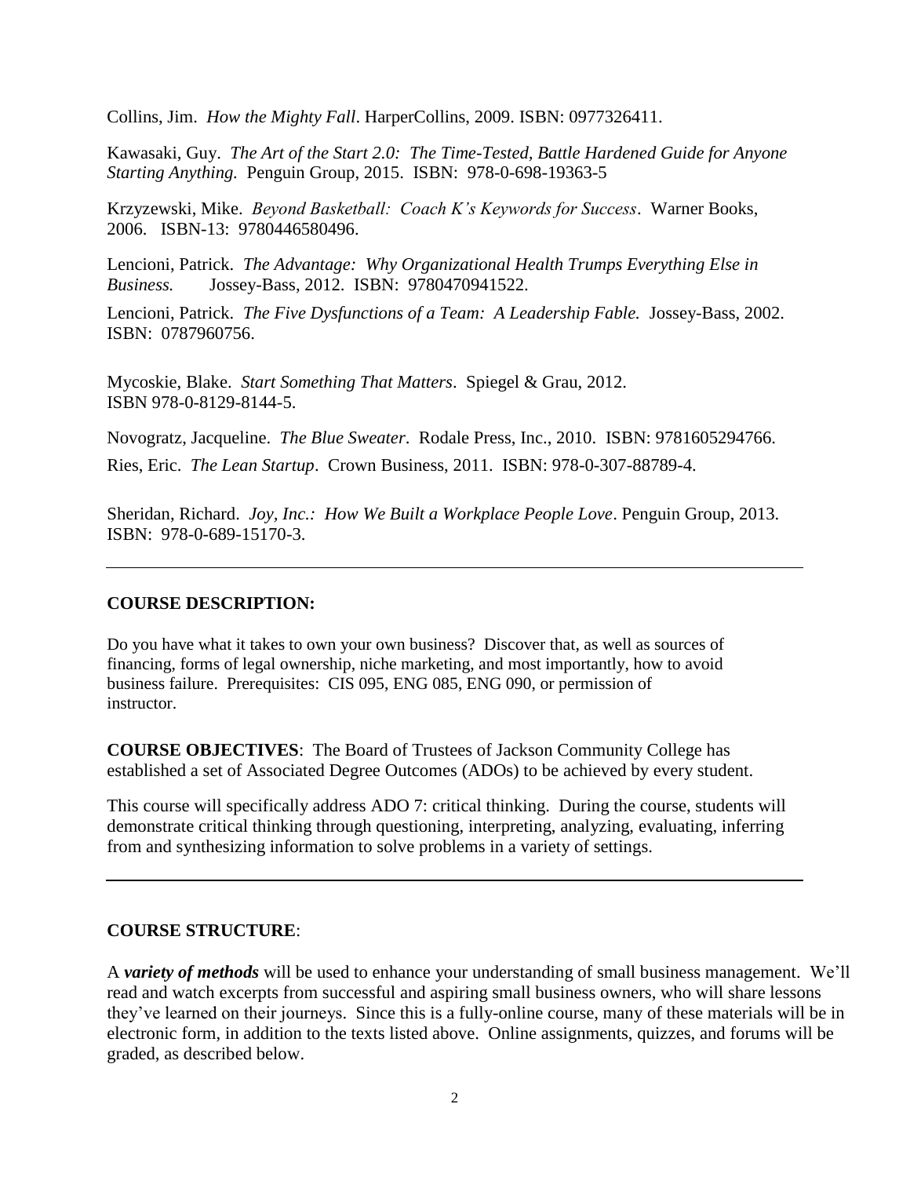Collins, Jim. *How the Mighty Fall*. HarperCollins, 2009. ISBN: 0977326411.

Kawasaki, Guy. *The Art of the Start 2.0: The Time-Tested, Battle Hardened Guide for Anyone Starting Anything.* Penguin Group, 2015. ISBN: 978-0-698-19363-5

Krzyzewski, Mike. *Beyond Basketball: Coach K's Keywords for Success*. Warner Books, 2006. ISBN-13: 9780446580496.

Lencioni, Patrick. *The Advantage: Why Organizational Health Trumps Everything Else in Business.* Jossey-Bass, 2012. ISBN: 9780470941522.

Lencioni, Patrick. *The Five Dysfunctions of a Team: A Leadership Fable.* Jossey-Bass, 2002. ISBN: 0787960756.

Mycoskie, Blake. *Start Something That Matters*. Spiegel & Grau, 2012. ISBN 978-0-8129-8144-5.

Novogratz, Jacqueline. *The Blue Sweater*. Rodale Press, Inc., 2010. ISBN: 9781605294766.

Ries, Eric. *The Lean Startup*. Crown Business, 2011. ISBN: 978-0-307-88789-4.

Sheridan, Richard. *Joy, Inc.: How We Built a Workplace People Love*. Penguin Group, 2013. ISBN: 978-0-689-15170-3.

---

**COURSE DESCRIPTION:**

Do you have what it takes to own your own business? Discover that, as well as sources of financing, forms of legal ownership, niche marketing, and most importantly, how to avoid business failure. Prerequisites: CIS 095, ENG 085, ENG 090, or permission of instructor.

**COURSE OBJECTIVES**: The Board of Trustees of Jackson Community College has established a set of Associated Degree Outcomes (ADOs) to be achieved by every student.

This course will specifically address ADO 7: critical thinking. During the course, students will demonstrate critical thinking through questioning, interpreting, analyzing, evaluating, inferring from and synthesizing information to solve problems in a variety of settings.

---

**COURSE STRUCTURE**:

A ***variety of methods*** will be used to enhance your understanding of small business management. We'll read and watch excerpts from successful and aspiring small business owners, who will share lessons they've learned on their journeys. Since this is a fully-online course, many of these materials will be in electronic form, in addition to the texts listed above. Online assignments, quizzes, and forums will be graded, as described below.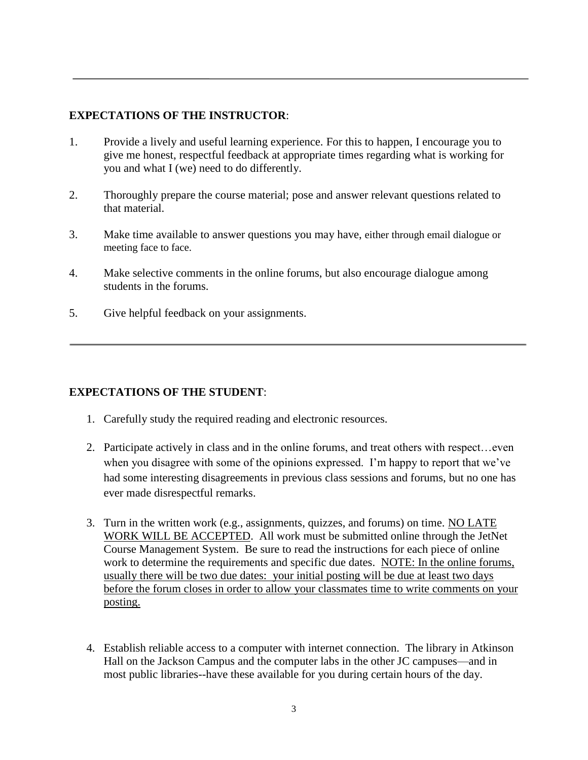---

**EXPECTATIONS OF THE INSTRUCTOR**:

1. Provide a lively and useful learning experience. For this to happen, I encourage you to give me honest, respectful feedback at appropriate times regarding what is working for you and what I (we) need to do differently.

2. Thoroughly prepare the course material; pose and answer relevant questions related to that material.

3. Make time available to answer questions you may have, either through email dialogue or meeting face to face.

4. Make selective comments in the online forums, but also encourage dialogue among students in the forums.

5. Give helpful feedback on your assignments.

---

**EXPECTATIONS OF THE STUDENT**:

1. Carefully study the required reading and electronic resources.

2. Participate actively in class and in the online forums, and treat others with respect…even when you disagree with some of the opinions expressed. I'm happy to report that we've had some interesting disagreements in previous class sessions and forums, but no one has ever made disrespectful remarks.

3. Turn in the written work (e.g., assignments, quizzes, and forums) on time. <u>NO LATE WORK WILL BE ACCEPTED</u>. All work must be submitted online through the JetNet Course Management System. Be sure to read the instructions for each piece of online work to determine the requirements and specific due dates. <u>NOTE: In the online forums, usually there will be two due dates: your initial posting will be due at least two days before the forum closes in order to allow your classmates time to write comments on your posting.</u>

4. Establish reliable access to a computer with internet connection. The library in Atkinson Hall on the Jackson Campus and the computer labs in the other JC campuses—and in most public libraries--have these available for you during certain hours of the day.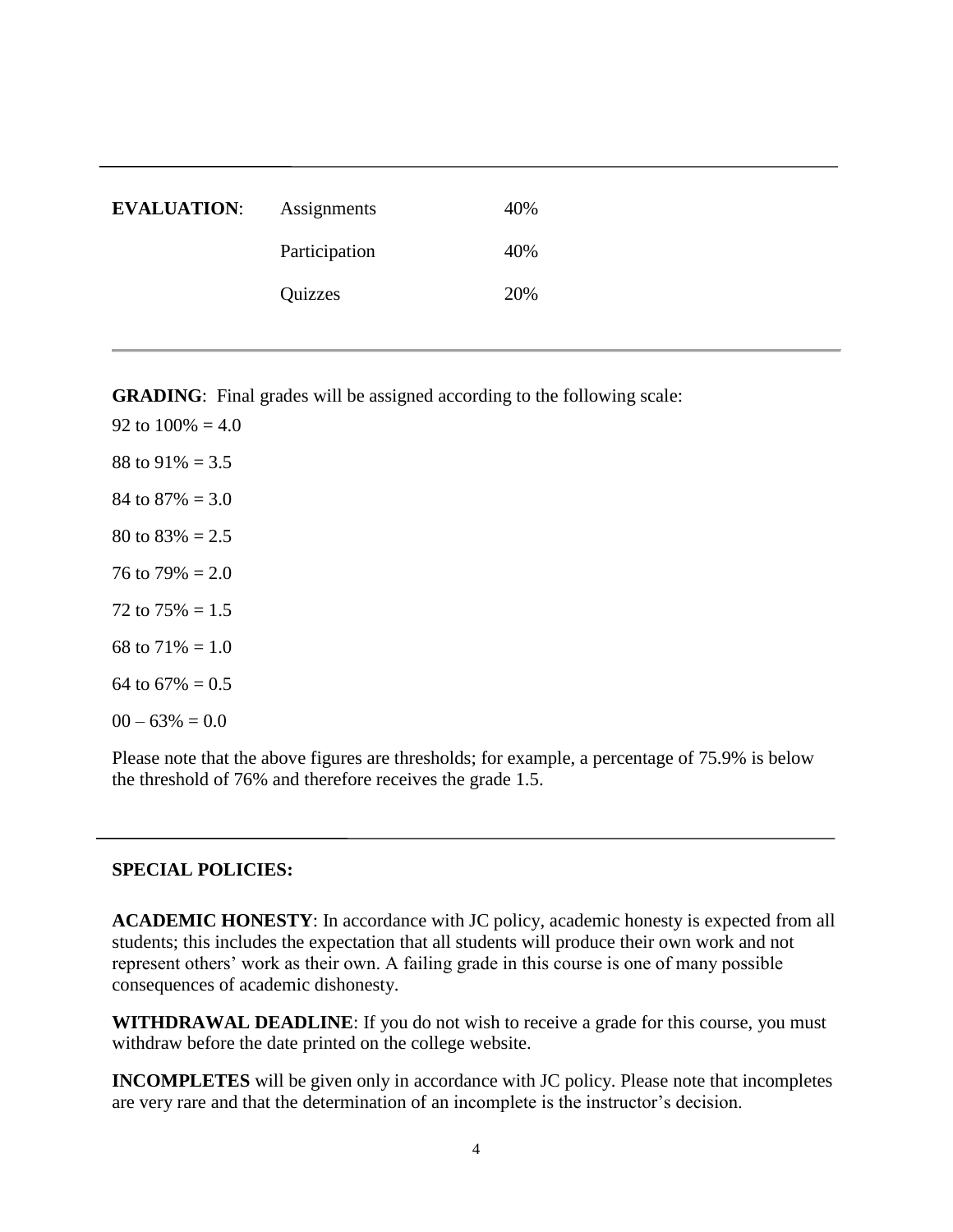| **EVALUATION**: | Assignments | 40% |
| --- | --- | --- |
| | Participation | 40% |
| | Quizzes | 20% |

**GRADING**: Final grades will be assigned according to the following scale:

92 to 100% = 4.0

88 to 91% = 3.5

84 to 87% = 3.0

80 to 83% = 2.5

76 to 79% = 2.0

72 to 75% = 1.5

68 to 71% = 1.0

64 to 67% = 0.5

00 – 63% = 0.0

Please note that the above figures are thresholds; for example, a percentage of 75.9% is below the threshold of 76% and therefore receives the grade 1.5.

**SPECIAL POLICIES:**

**ACADEMIC HONESTY**: In accordance with JC policy, academic honesty is expected from all students; this includes the expectation that all students will produce their own work and not represent others' work as their own. A failing grade in this course is one of many possible consequences of academic dishonesty.

**WITHDRAWAL DEADLINE**: If you do not wish to receive a grade for this course, you must withdraw before the date printed on the college website.

**INCOMPLETES** will be given only in accordance with JC policy. Please note that incompletes are very rare and that the determination of an incomplete is the instructor's decision.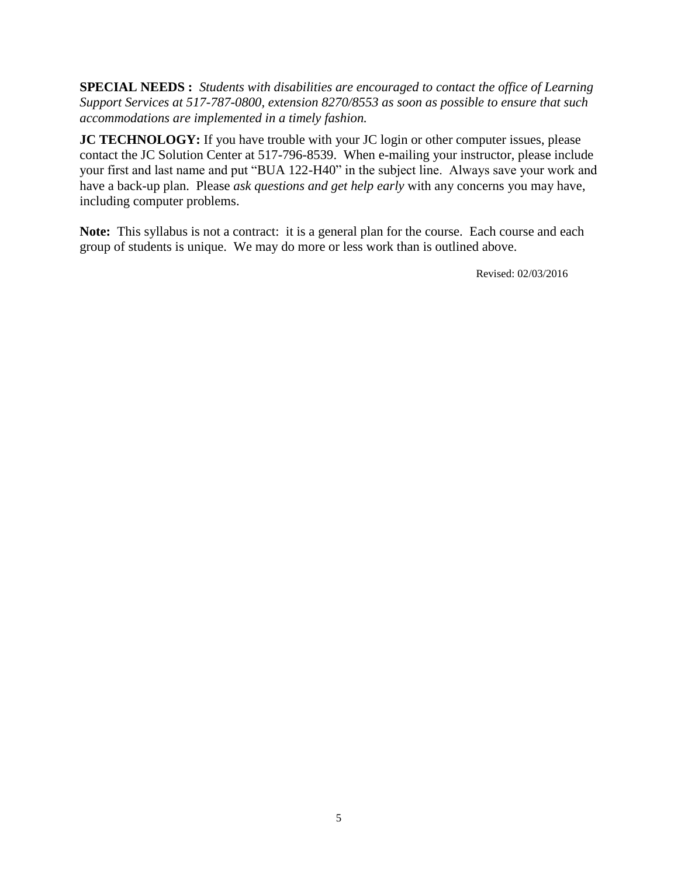**SPECIAL NEEDS :** *Students with disabilities are encouraged to contact the office of Learning Support Services at 517-787-0800, extension 8270/8553 as soon as possible to ensure that such accommodations are implemented in a timely fashion.*

**JC TECHNOLOGY:** If you have trouble with your JC login or other computer issues, please contact the JC Solution Center at 517-796-8539. When e-mailing your instructor, please include your first and last name and put "BUA 122-H40" in the subject line. Always save your work and have a back-up plan. Please *ask questions and get help early* with any concerns you may have, including computer problems.

**Note:** This syllabus is not a contract: it is a general plan for the course. Each course and each group of students is unique. We may do more or less work than is outlined above.

Revised: 02/03/2016